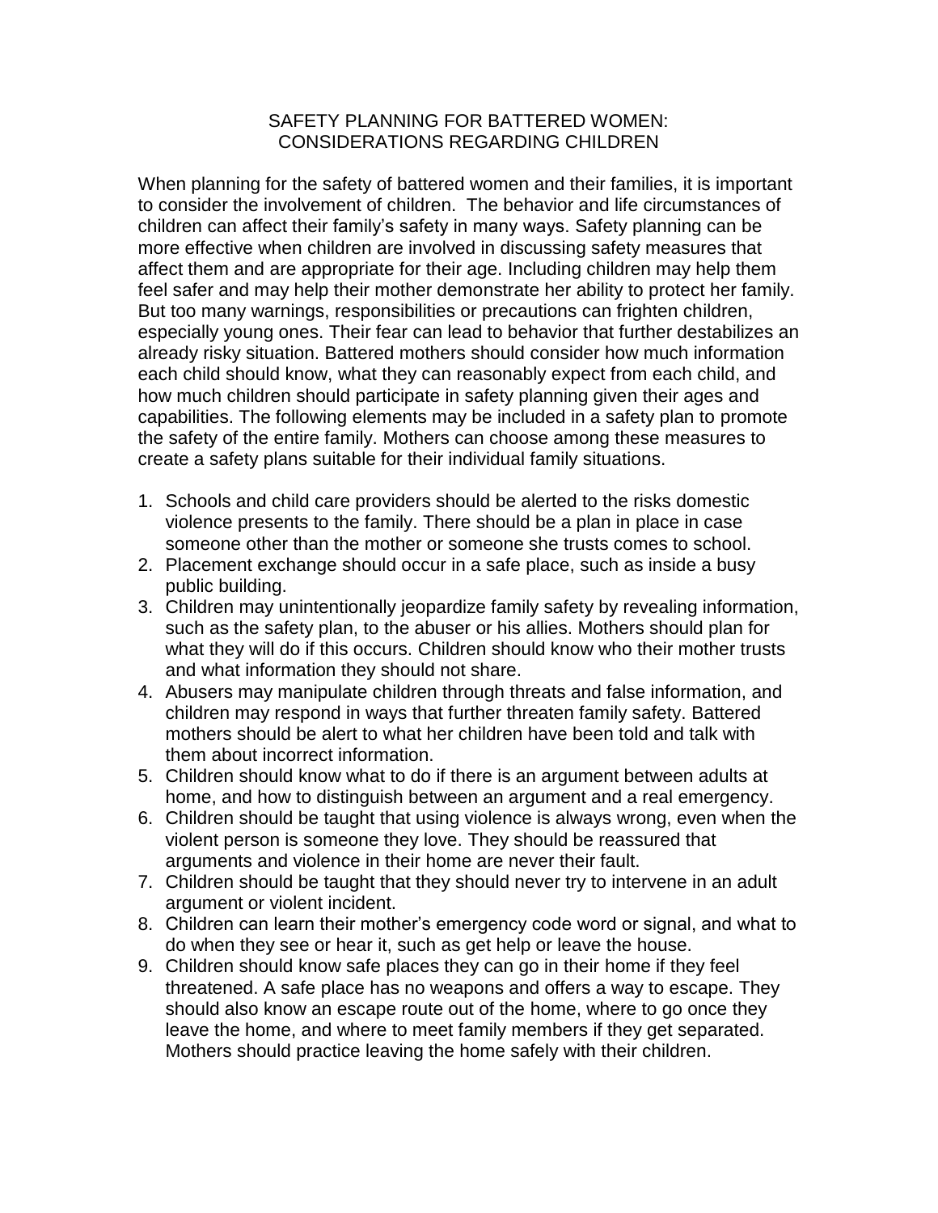# SAFETY PLANNING FOR BATTERED WOMEN: CONSIDERATIONS REGARDING CHILDREN

When planning for the safety of battered women and their families, it is important to consider the involvement of children. The behavior and life circumstances of children can affect their family's safety in many ways. Safety planning can be more effective when children are involved in discussing safety measures that affect them and are appropriate for their age. Including children may help them feel safer and may help their mother demonstrate her ability to protect her family. But too many warnings, responsibilities or precautions can frighten children, especially young ones. Their fear can lead to behavior that further destabilizes an already risky situation. Battered mothers should consider how much information each child should know, what they can reasonably expect from each child, and how much children should participate in safety planning given their ages and capabilities. The following elements may be included in a safety plan to promote the safety of the entire family. Mothers can choose among these measures to create a safety plans suitable for their individual family situations.

1. Schools and child care providers should be alerted to the risks domestic violence presents to the family. There should be a plan in place in case someone other than the mother or someone she trusts comes to school.
2. Placement exchange should occur in a safe place, such as inside a busy public building.
3. Children may unintentionally jeopardize family safety by revealing information, such as the safety plan, to the abuser or his allies. Mothers should plan for what they will do if this occurs. Children should know who their mother trusts and what information they should not share.
4. Abusers may manipulate children through threats and false information, and children may respond in ways that further threaten family safety. Battered mothers should be alert to what her children have been told and talk with them about incorrect information.
5. Children should know what to do if there is an argument between adults at home, and how to distinguish between an argument and a real emergency.
6. Children should be taught that using violence is always wrong, even when the violent person is someone they love. They should be reassured that arguments and violence in their home are never their fault.
7. Children should be taught that they should never try to intervene in an adult argument or violent incident.
8. Children can learn their mother's emergency code word or signal, and what to do when they see or hear it, such as get help or leave the house.
9. Children should know safe places they can go in their home if they feel threatened. A safe place has no weapons and offers a way to escape. They should also know an escape route out of the home, where to go once they leave the home, and where to meet family members if they get separated. Mothers should practice leaving the home safely with their children.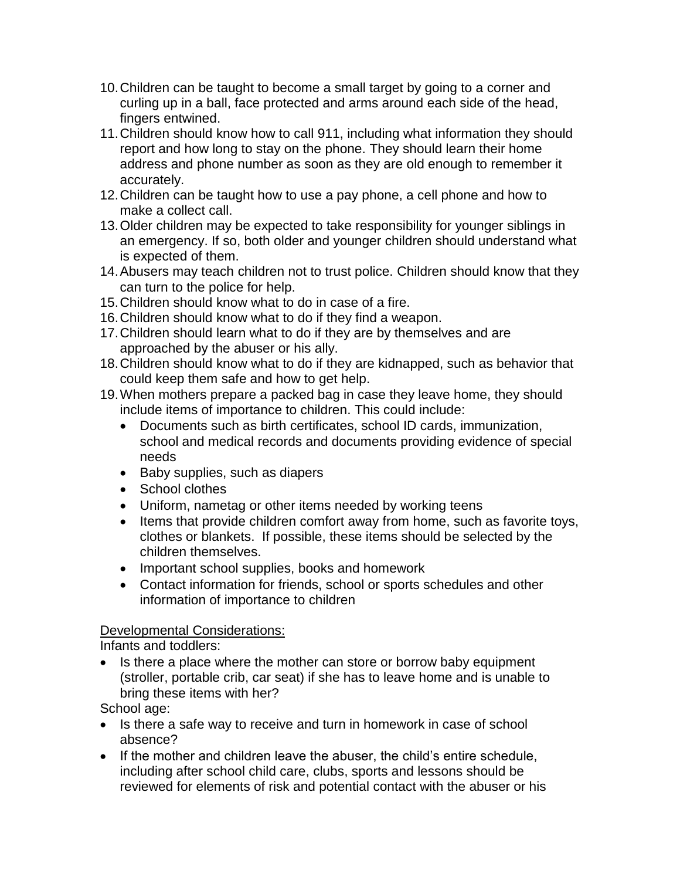10. Children can be taught to become a small target by going to a corner and curling up in a ball, face protected and arms around each side of the head, fingers entwined.
11. Children should know how to call 911, including what information they should report and how long to stay on the phone. They should learn their home address and phone number as soon as they are old enough to remember it accurately.
12. Children can be taught how to use a pay phone, a cell phone and how to make a collect call.
13. Older children may be expected to take responsibility for younger siblings in an emergency. If so, both older and younger children should understand what is expected of them.
14. Abusers may teach children not to trust police. Children should know that they can turn to the police for help.
15. Children should know what to do in case of a fire.
16. Children should know what to do if they find a weapon.
17. Children should learn what to do if they are by themselves and are approached by the abuser or his ally.
18. Children should know what to do if they are kidnapped, such as behavior that could keep them safe and how to get help.
19. When mothers prepare a packed bag in case they leave home, they should include items of importance to children. This could include:
    - Documents such as birth certificates, school ID cards, immunization, school and medical records and documents providing evidence of special needs
    - Baby supplies, such as diapers
    - School clothes
    - Uniform, nametag or other items needed by working teens
    - Items that provide children comfort away from home, such as favorite toys, clothes or blankets. If possible, these items should be selected by the children themselves.
    - Important school supplies, books and homework
    - Contact information for friends, school or sports schedules and other information of importance to children

<u>Developmental Considerations:</u>

Infants and toddlers:

- Is there a place where the mother can store or borrow baby equipment (stroller, portable crib, car seat) if she has to leave home and is unable to bring these items with her?

School age:

- Is there a safe way to receive and turn in homework in case of school absence?
- If the mother and children leave the abuser, the child's entire schedule, including after school child care, clubs, sports and lessons should be reviewed for elements of risk and potential contact with the abuser or his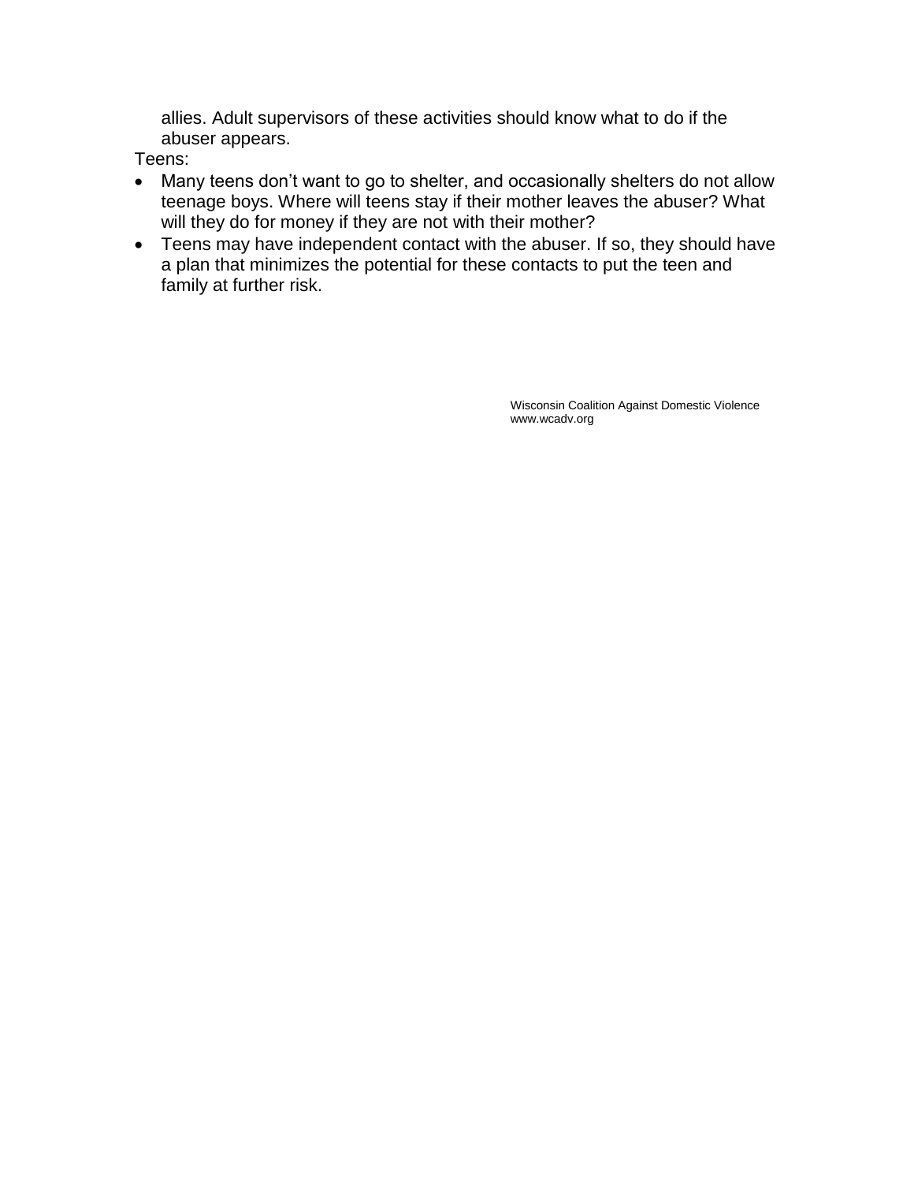allies. Adult supervisors of these activities should know what to do if the abuser appears.

Teens:

- Many teens don't want to go to shelter, and occasionally shelters do not allow teenage boys. Where will teens stay if their mother leaves the abuser? What will they do for money if they are not with their mother?
- Teens may have independent contact with the abuser. If so, they should have a plan that minimizes the potential for these contacts to put the teen and family at further risk.

Wisconsin Coalition Against Domestic Violence
www.wcadv.org